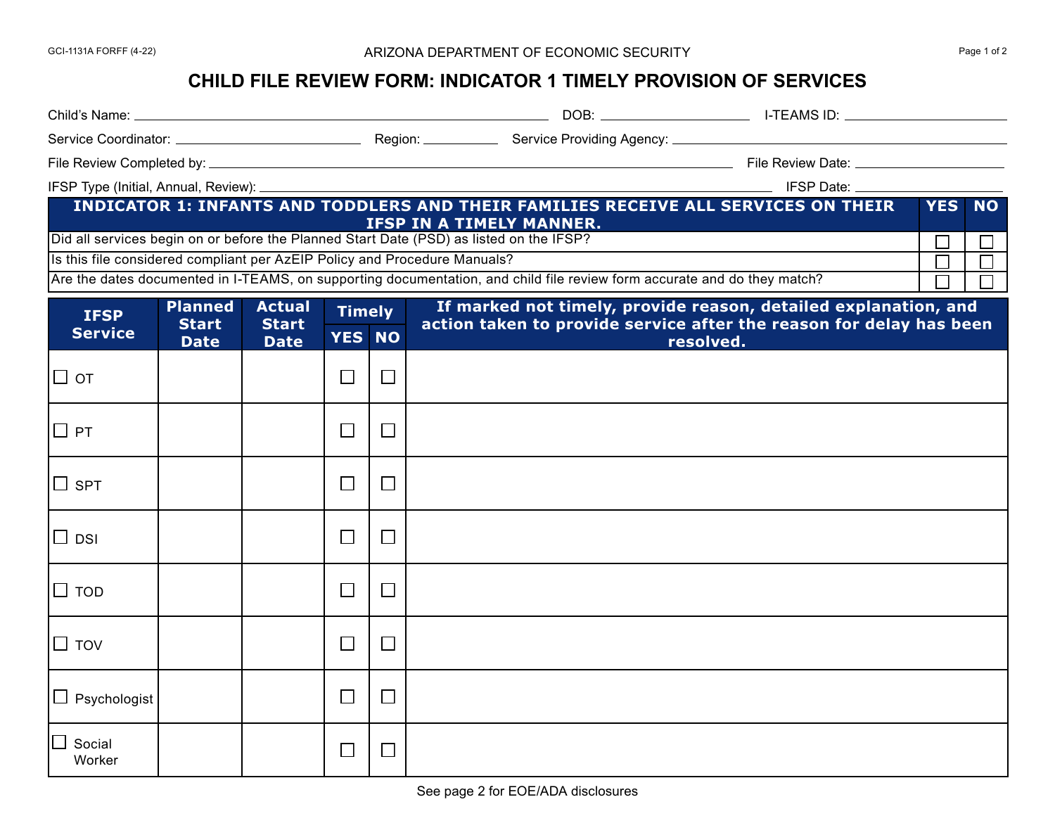GCI-1131A FORFF (4-22)

ARIZONA DEPARTMENT OF ECONOMIC SECURITY

# CHILD FILE REVIEW FORM: INDICATOR 1 TIMELY PROVISION OF SERVICES

Child's Name: ______________________ DOB: ______________ I-TEAMS ID: ______________

Service Coordinator: ______________ Region: ________ Service Providing Agency: ______________________

File Review Completed by: ______________________________________ File Review Date: ______________

IFSP Type (Initial, Annual, Review): ______________________________________ IFSP Date: ______________

| INDICATOR 1: INFANTS AND TODDLERS AND THEIR FAMILIES RECEIVE ALL SERVICES ON THEIR IFSP IN A TIMELY MANNER. | YES | NO |
|---|---|---|
| Did all services begin on or before the Planned Start Date (PSD) as listed on the IFSP? | ☐ | ☐ |
| Is this file considered compliant per AzEIP Policy and Procedure Manuals? | ☐ | ☐ |
| Are the dates documented in I-TEAMS, on supporting documentation, and child file review form accurate and do they match? | ☐ | ☐ |

| IFSP Service | Planned Start Date | Actual Start Date | Timely | | If marked not timely, provide reason, detailed explanation, and action taken to provide service after the reason for delay has been resolved. |
|---|---|---|---|---|---|
| | | | YES | NO | |
| ☐ OT | | | ☐ | ☐ | |
| ☐ PT | | | ☐ | ☐ | |
| ☐ SPT | | | ☐ | ☐ | |
| ☐ DSI | | | ☐ | ☐ | |
| ☐ TOD | | | ☐ | ☐ | |
| ☐ TOV | | | ☐ | ☐ | |
| ☐ Psychologist | | | ☐ | ☐ | |
| ☐ Social Worker | | | ☐ | ☐ | |

See page 2 for EOE/ADA disclosures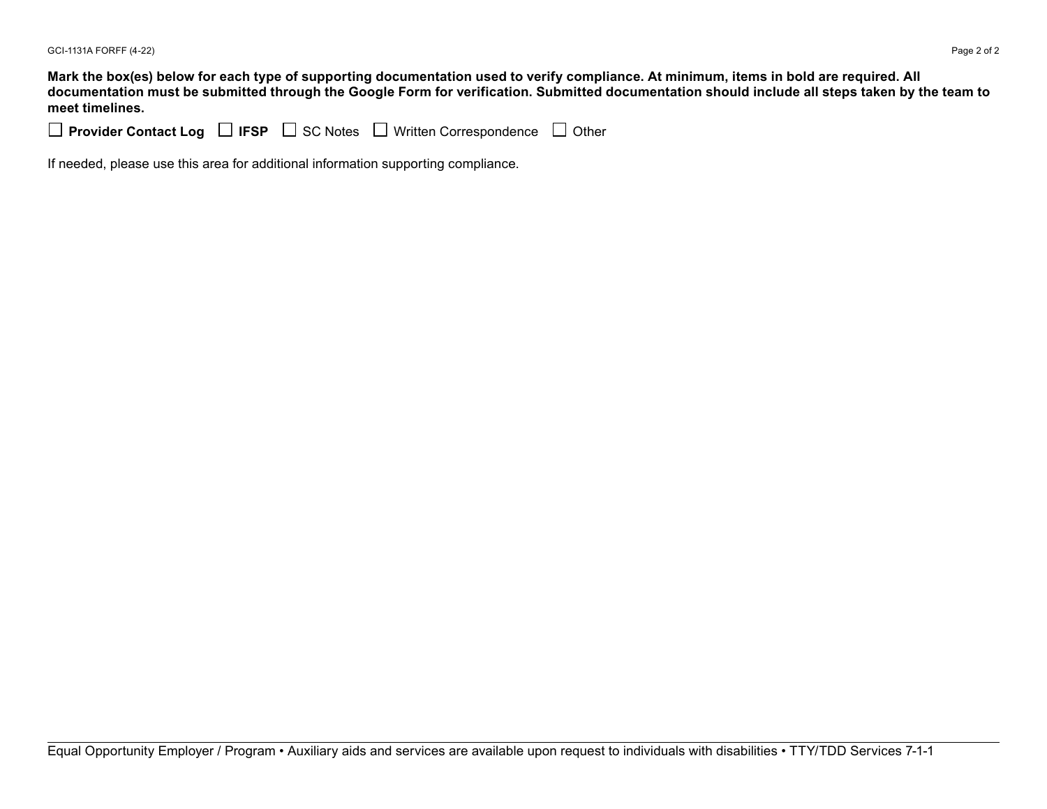**Mark the box(es) below for each type of supporting documentation used to verify compliance. At minimum, items in bold are required. All documentation must be submitted through the Google Form for verification. Submitted documentation should include all steps taken by the team to meet timelines.**

☐ **Provider Contact Log** ☐ **IFSP** ☐ SC Notes ☐ Written Correspondence ☐ Other

If needed, please use this area for additional information supporting compliance.

Equal Opportunity Employer / Program • Auxiliary aids and services are available upon request to individuals with disabilities • TTY/TDD Services 7-1-1